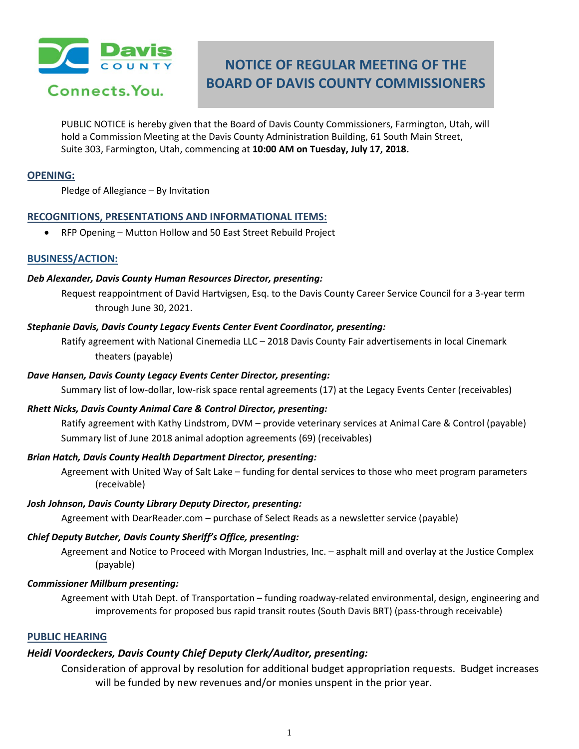Davis COUNTY

Connects.You.

# NOTICE OF REGULAR MEETING OF THE BOARD OF DAVIS COUNTY COMMISSIONERS

PUBLIC NOTICE is hereby given that the Board of Davis County Commissioners, Farmington, Utah, will hold a Commission Meeting at the Davis County Administration Building, 61 South Main Street, Suite 303, Farmington, Utah, commencing at **10:00 AM on Tuesday, July 17, 2018.**

## OPENING:

Pledge of Allegiance – By Invitation

## RECOGNITIONS, PRESENTATIONS AND INFORMATIONAL ITEMS:

- RFP Opening – Mutton Hollow and 50 East Street Rebuild Project

## BUSINESS/ACTION:

***Deb Alexander, Davis County Human Resources Director, presenting:***

Request reappointment of David Hartvigsen, Esq. to the Davis County Career Service Council for a 3-year term through June 30, 2021.

***Stephanie Davis, Davis County Legacy Events Center Event Coordinator, presenting:***

Ratify agreement with National Cinemedia LLC – 2018 Davis County Fair advertisements in local Cinemark theaters (payable)

***Dave Hansen, Davis County Legacy Events Center Director, presenting:***

Summary list of low-dollar, low-risk space rental agreements (17) at the Legacy Events Center (receivables)

***Rhett Nicks, Davis County Animal Care & Control Director, presenting:***

Ratify agreement with Kathy Lindstrom, DVM – provide veterinary services at Animal Care & Control (payable)

Summary list of June 2018 animal adoption agreements (69) (receivables)

***Brian Hatch, Davis County Health Department Director, presenting:***

Agreement with United Way of Salt Lake – funding for dental services to those who meet program parameters (receivable)

***Josh Johnson, Davis County Library Deputy Director, presenting:***

Agreement with DearReader.com – purchase of Select Reads as a newsletter service (payable)

***Chief Deputy Butcher, Davis County Sheriff's Office, presenting:***

Agreement and Notice to Proceed with Morgan Industries, Inc. – asphalt mill and overlay at the Justice Complex (payable)

***Commissioner Millburn presenting:***

Agreement with Utah Dept. of Transportation – funding roadway-related environmental, design, engineering and improvements for proposed bus rapid transit routes (South Davis BRT) (pass-through receivable)

## PUBLIC HEARING

***Heidi Voordeckers, Davis County Chief Deputy Clerk/Auditor, presenting:***

Consideration of approval by resolution for additional budget appropriation requests. Budget increases will be funded by new revenues and/or monies unspent in the prior year.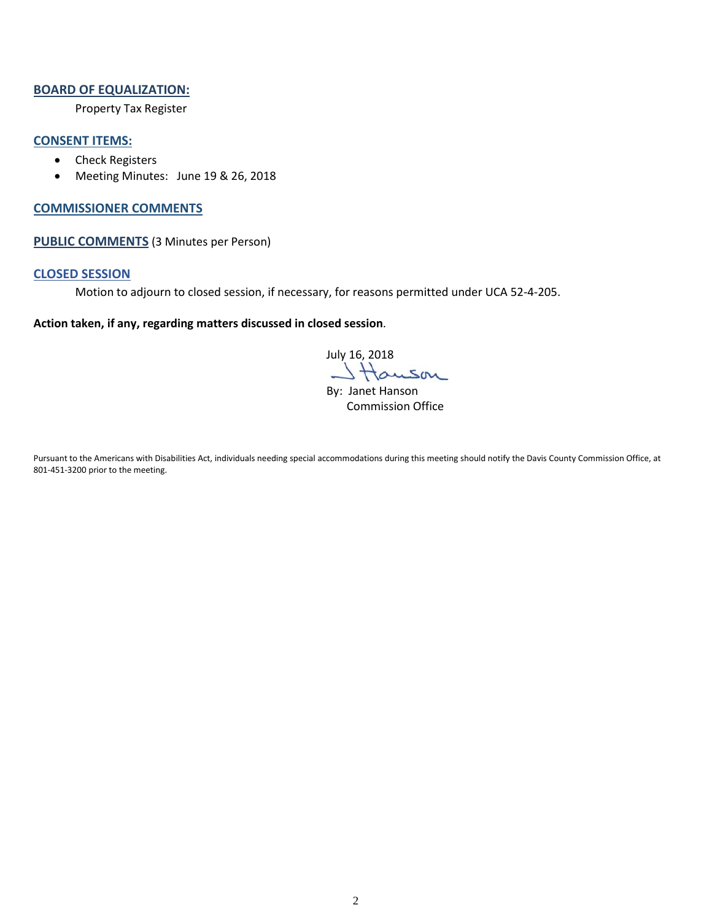## BOARD OF EQUALIZATION:

Property Tax Register

## CONSENT ITEMS:

- Check Registers
- Meeting Minutes: June 19 & 26, 2018

## COMMISSIONER COMMENTS

## PUBLIC COMMENTS (3 Minutes per Person)

## CLOSED SESSION

Motion to adjourn to closed session, if necessary, for reasons permitted under UCA 52-4-205.

**Action taken, if any, regarding matters discussed in closed session**.

July 16, 2018

J Hanson

By: Janet Hanson
Commission Office

Pursuant to the Americans with Disabilities Act, individuals needing special accommodations during this meeting should notify the Davis County Commission Office, at 801-451-3200 prior to the meeting.